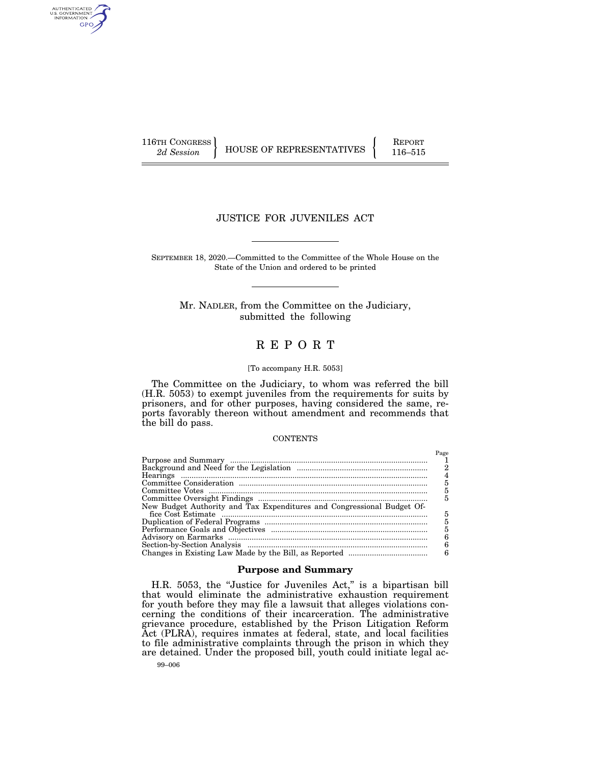116TH CONGRESS
*2d Session*

HOUSE OF REPRESENTATIVES

REPORT
116–515

# JUSTICE FOR JUVENILES ACT

SEPTEMBER 18, 2020.—Committed to the Committee of the Whole House on the State of the Union and ordered to be printed

Mr. NADLER, from the Committee on the Judiciary, submitted the following

# R E P O R T

[To accompany H.R. 5053]

The Committee on the Judiciary, to whom was referred the bill (H.R. 5053) to exempt juveniles from the requirements for suits by prisoners, and for other purposes, having considered the same, reports favorably thereon without amendment and recommends that the bill do pass.

CONTENTS

| | Page |
|---|---|
| Purpose and Summary | 1 |
| Background and Need for the Legislation | 2 |
| Hearings | 4 |
| Committee Consideration | 5 |
| Committee Votes | 5 |
| Committee Oversight Findings | 5 |
| New Budget Authority and Tax Expenditures and Congressional Budget Office Cost Estimate | 5 |
| Duplication of Federal Programs | 5 |
| Performance Goals and Objectives | 5 |
| Advisory on Earmarks | 6 |
| Section-by-Section Analysis | 6 |
| Changes in Existing Law Made by the Bill, as Reported | 6 |

## Purpose and Summary

H.R. 5053, the "Justice for Juveniles Act," is a bipartisan bill that would eliminate the administrative exhaustion requirement for youth before they may file a lawsuit that alleges violations concerning the conditions of their incarceration. The administrative grievance procedure, established by the Prison Litigation Reform Act (PLRA), requires inmates at federal, state, and local facilities to file administrative complaints through the prison in which they are detained. Under the proposed bill, youth could initiate legal ac-

99–006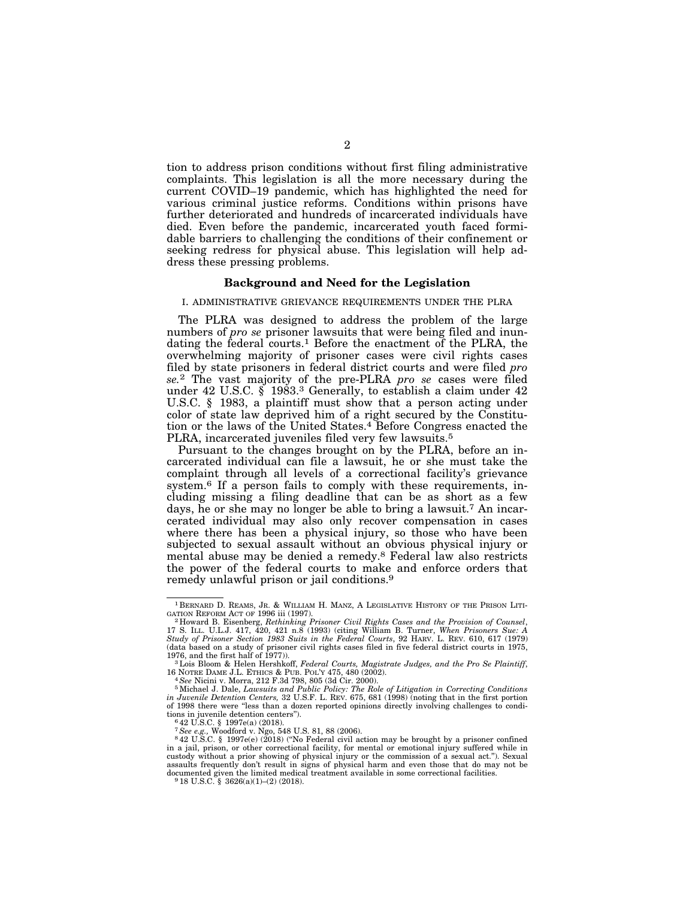tion to address prison conditions without first filing administrative complaints. This legislation is all the more necessary during the current COVID–19 pandemic, which has highlighted the need for various criminal justice reforms. Conditions within prisons have further deteriorated and hundreds of incarcerated individuals have died. Even before the pandemic, incarcerated youth faced formidable barriers to challenging the conditions of their confinement or seeking redress for physical abuse. This legislation will help address these pressing problems.

## Background and Need for the Legislation

### I. ADMINISTRATIVE GRIEVANCE REQUIREMENTS UNDER THE PLRA

The PLRA was designed to address the problem of the large numbers of *pro se* prisoner lawsuits that were being filed and inundating the federal courts.[1] Before the enactment of the PLRA, the overwhelming majority of prisoner cases were civil rights cases filed by state prisoners in federal district courts and were filed *pro se*.[2] The vast majority of the pre-PLRA *pro se* cases were filed under 42 U.S.C. § 1983.[3] Generally, to establish a claim under 42 U.S.C. § 1983, a plaintiff must show that a person acting under color of state law deprived him of a right secured by the Constitution or the laws of the United States.[4] Before Congress enacted the PLRA, incarcerated juveniles filed very few lawsuits.[5]

Pursuant to the changes brought on by the PLRA, before an incarcerated individual can file a lawsuit, he or she must take the complaint through all levels of a correctional facility's grievance system.[6] If a person fails to comply with these requirements, including missing a filing deadline that can be as short as a few days, he or she may no longer be able to bring a lawsuit.[7] An incarcerated individual may also only recover compensation in cases where there has been a physical injury, so those who have been subjected to sexual assault without an obvious physical injury or mental abuse may be denied a remedy.[8] Federal law also restricts the power of the federal courts to make and enforce orders that remedy unlawful prison or jail conditions.[9]

---

[1] BERNARD D. REAMS, JR. & WILLIAM H. MANZ, A LEGISLATIVE HISTORY OF THE PRISON LITIGATION REFORM ACT OF 1996 iii (1997).

[2] Howard B. Eisenberg, *Rethinking Prisoner Civil Rights Cases and the Provision of Counsel*, 17 S. ILL. U.L.J. 417, 420, 421 n.8 (1993) (citing William B. Turner, *When Prisoners Sue: A Study of Prisoner Section 1983 Suits in the Federal Courts*, 92 HARV. L. REV. 610, 617 (1979) (data based on a study of prisoner civil rights cases filed in five federal district courts in 1975, 1976, and the first half of 1977)).

[3] Lois Bloom & Helen Hershkoff, *Federal Courts, Magistrate Judges, and the Pro Se Plaintiff*, 16 NOTRE DAME J.L. ETHICS & PUB. POL'Y 475, 480 (2002).

[4] *See* Nicini v. Morra, 212 F.3d 798, 805 (3d Cir. 2000).

[5] Michael J. Dale, *Lawsuits and Public Policy: The Role of Litigation in Correcting Conditions in Juvenile Detention Centers,* 32 U.S.F. L. REV. 675, 681 (1998) (noting that in the first portion of 1998 there were "less than a dozen reported opinions directly involving challenges to conditions in juvenile detention centers").

[6] 42 U.S.C. § 1997e(a) (2018).

[7] *See e.g.,* Woodford v. Ngo, 548 U.S. 81, 88 (2006).

[8] 42 U.S.C. § 1997e(e) (2018) ("No Federal civil action may be brought by a prisoner confined in a jail, prison, or other correctional facility, for mental or emotional injury suffered while in custody without a prior showing of physical injury or the commission of a sexual act."). Sexual assaults frequently don't result in signs of physical harm and even those that do may not be documented given the limited medical treatment available in some correctional facilities.

[9] 18 U.S.C. § 3626(a)(1)–(2) (2018).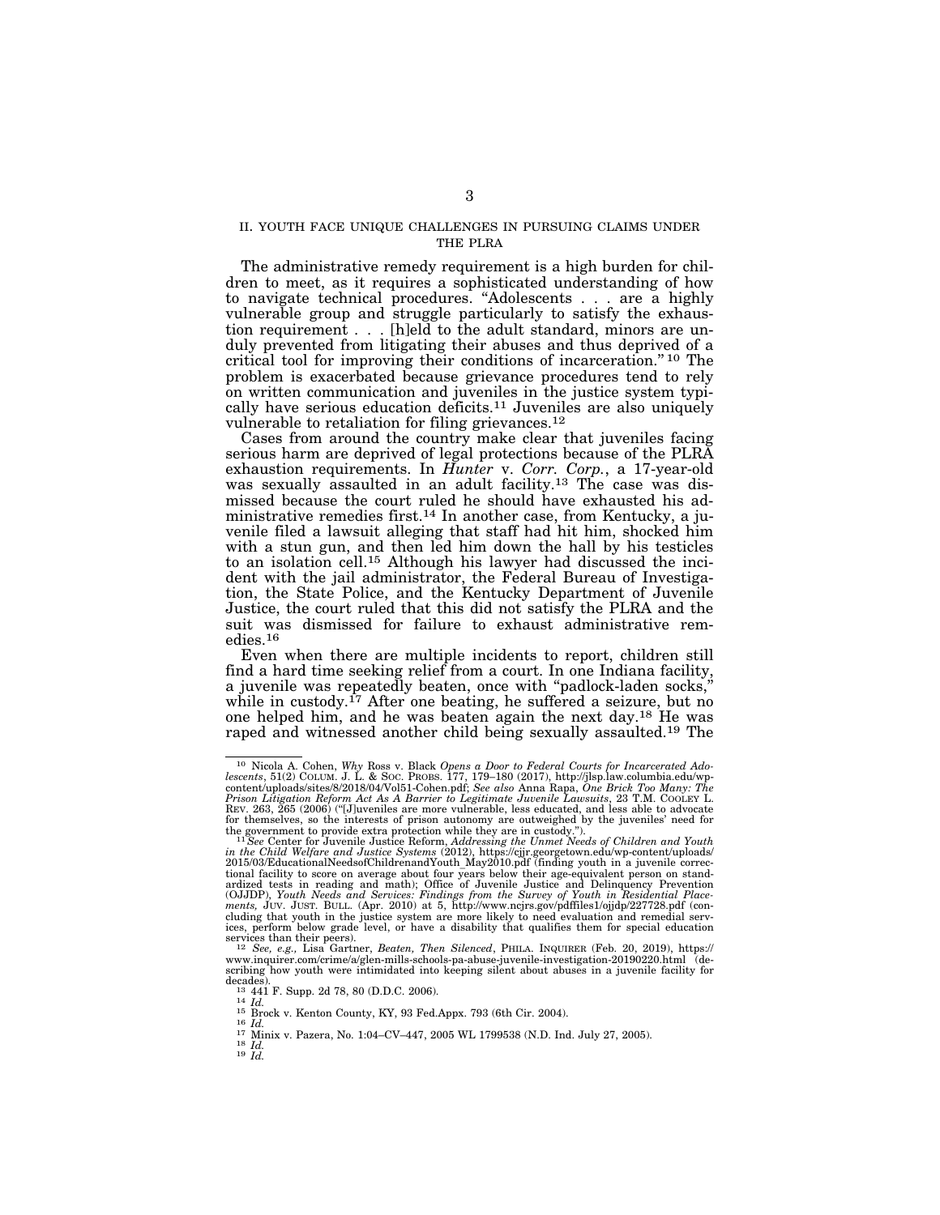## II. YOUTH FACE UNIQUE CHALLENGES IN PURSUING CLAIMS UNDER THE PLRA

The administrative remedy requirement is a high burden for children to meet, as it requires a sophisticated understanding of how to navigate technical procedures. "Adolescents . . . are a highly vulnerable group and struggle particularly to satisfy the exhaustion requirement . . . [h]eld to the adult standard, minors are unduly prevented from litigating their abuses and thus deprived of a critical tool for improving their conditions of incarceration."[10] The problem is exacerbated because grievance procedures tend to rely on written communication and juveniles in the justice system typically have serious education deficits.[11] Juveniles are also uniquely vulnerable to retaliation for filing grievances.[12]

Cases from around the country make clear that juveniles facing serious harm are deprived of legal protections because of the PLRA exhaustion requirements. In *Hunter* v. *Corr. Corp.*, a 17-year-old was sexually assaulted in an adult facility.[13] The case was dismissed because the court ruled he should have exhausted his administrative remedies first.[14] In another case, from Kentucky, a juvenile filed a lawsuit alleging that staff had hit him, shocked him with a stun gun, and then led him down the hall by his testicles to an isolation cell.[15] Although his lawyer had discussed the incident with the jail administrator, the Federal Bureau of Investigation, the State Police, and the Kentucky Department of Juvenile Justice, the court ruled that this did not satisfy the PLRA and the suit was dismissed for failure to exhaust administrative remedies.[16]

Even when there are multiple incidents to report, children still find a hard time seeking relief from a court. In one Indiana facility, a juvenile was repeatedly beaten, once with "padlock-laden socks," while in custody.[17] After one beating, he suffered a seizure, but no one helped him, and he was beaten again the next day.[18] He was raped and witnessed another child being sexually assaulted.[19] The

---

[10] Nicola A. Cohen, *Why* Ross v. Black *Opens a Door to Federal Courts for Incarcerated Adolescents*, 51(2) COLUM. J. L. & SOC. PROBS. 177, 179–180 (2017), http://jlsp.law.columbia.edu/wp-content/uploads/sites/8/2018/04/Vol51-Cohen.pdf; *See also* Anna Rapa, *One Brick Too Many: The Prison Litigation Reform Act As A Barrier to Legitimate Juvenile Lawsuits*, 23 T.M. COOLEY L. REV. 263, 265 (2006) ("[J]uveniles are more vulnerable, less educated, and less able to advocate for themselves, so the interests of prison autonomy are outweighed by the juveniles' need for the government to provide extra protection while they are in custody.").

[11] *See* Center for Juvenile Justice Reform, *Addressing the Unmet Needs of Children and Youth in the Child Welfare and Justice Systems* (2012), https://cjjr.georgetown.edu/wp-content/uploads/2015/03/EducationalNeedsofChildrenandYouth_May2010.pdf (finding youth in a juvenile correctional facility to score on average about four years below their age-equivalent person on standardized tests in reading and math); Office of Juvenile Justice and Delinquency Prevention (OJJDP), *Youth Needs and Services: Findings from the Survey of Youth in Residential Placements,* JUV. JUST. BULL. (Apr. 2010) at 5, http://www.ncjrs.gov/pdffiles1/ojjdp/227728.pdf (concluding that youth in the justice system are more likely to need evaluation and remedial services, perform below grade level, or have a disability that qualifies them for special education services than their peers).

[12] *See, e.g.,* Lisa Gartner, *Beaten, Then Silenced*, PHILA. INQUIRER (Feb. 20, 2019), https://www.inquirer.com/crime/a/glen-mills-schools-pa-abuse-juvenile-investigation-20190220.html (describing how youth were intimidated into keeping silent about abuses in a juvenile facility for decades).

[13] 441 F. Supp. 2d 78, 80 (D.D.C. 2006).

[14] *Id.*

[15] Brock v. Kenton County, KY, 93 Fed.Appx. 793 (6th Cir. 2004).

[16] *Id.*

[17] Minix v. Pazera, No. 1:04–CV–447, 2005 WL 1799538 (N.D. Ind. July 27, 2005).

[18] *Id.*

[19] *Id.*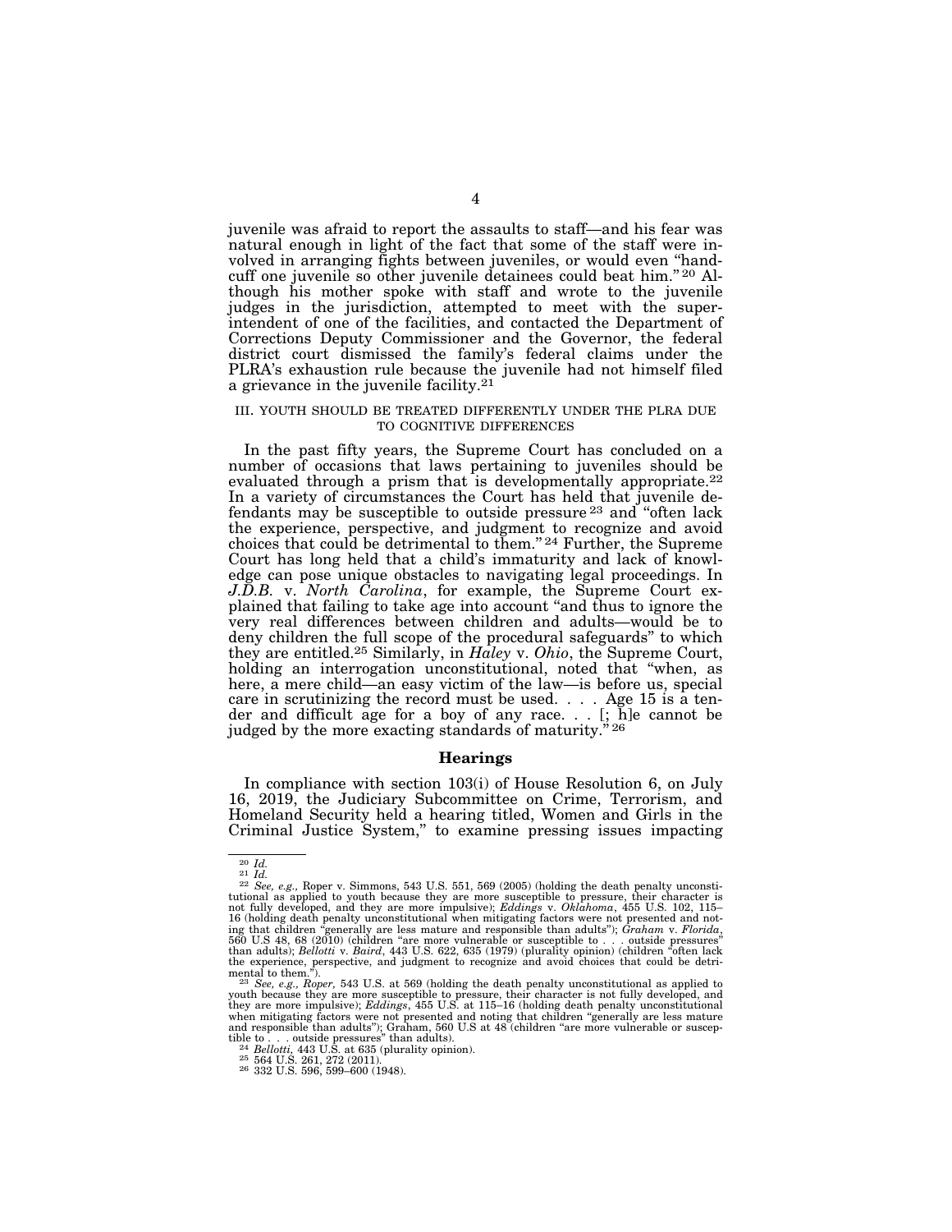juvenile was afraid to report the assaults to staff—and his fear was natural enough in light of the fact that some of the staff were involved in arranging fights between juveniles, or would even "handcuff one juvenile so other juvenile detainees could beat him."[20] Although his mother spoke with staff and wrote to the juvenile judges in the jurisdiction, attempted to meet with the superintendent of one of the facilities, and contacted the Department of Corrections Deputy Commissioner and the Governor, the federal district court dismissed the family's federal claims under the PLRA's exhaustion rule because the juvenile had not himself filed a grievance in the juvenile facility.[21]

## III. YOUTH SHOULD BE TREATED DIFFERENTLY UNDER THE PLRA DUE TO COGNITIVE DIFFERENCES

In the past fifty years, the Supreme Court has concluded on a number of occasions that laws pertaining to juveniles should be evaluated through a prism that is developmentally appropriate.[22] In a variety of circumstances the Court has held that juvenile defendants may be susceptible to outside pressure[23] and "often lack the experience, perspective, and judgment to recognize and avoid choices that could be detrimental to them."[24] Further, the Supreme Court has long held that a child's immaturity and lack of knowledge can pose unique obstacles to navigating legal proceedings. In *J.D.B.* v. *North Carolina*, for example, the Supreme Court explained that failing to take age into account "and thus to ignore the very real differences between children and adults—would be to deny children the full scope of the procedural safeguards" to which they are entitled.[25] Similarly, in *Haley* v. *Ohio*, the Supreme Court, holding an interrogation unconstitutional, noted that "when, as here, a mere child—an easy victim of the law—is before us, special care in scrutinizing the record must be used. . . . Age 15 is a tender and difficult age for a boy of any race. . . [; h]e cannot be judged by the more exacting standards of maturity."[26]

## Hearings

In compliance with section 103(i) of House Resolution 6, on July 16, 2019, the Judiciary Subcommittee on Crime, Terrorism, and Homeland Security held a hearing titled, Women and Girls in the Criminal Justice System," to examine pressing issues impacting

---

[20] *Id.*

[21] *Id.*

[22] *See, e.g.,* Roper v. Simmons, 543 U.S. 551, 569 (2005) (holding the death penalty unconstitutional as applied to youth because they are more susceptible to pressure, their character is not fully developed, and they are more impulsive); *Eddings* v. *Oklahoma*, 455 U.S. 102, 115–16 (holding death penalty unconstitutional when mitigating factors were not presented and noting that children "generally are less mature and responsible than adults"); *Graham* v. *Florida*, 560 U.S 48, 68 (2010) (children "are more vulnerable or susceptible to . . . outside pressures" than adults); *Bellotti* v. *Baird*, 443 U.S. 622, 635 (1979) (plurality opinion) (children "often lack the experience, perspective, and judgment to recognize and avoid choices that could be detrimental to them.").

[23] *See, e.g., Roper,* 543 U.S. at 569 (holding the death penalty unconstitutional as applied to youth because they are more susceptible to pressure, their character is not fully developed, and they are more impulsive); *Eddings*, 455 U.S. at 115–16 (holding death penalty unconstitutional when mitigating factors were not presented and noting that children "generally are less mature and responsible than adults"); Graham, 560 U.S at 48 (children "are more vulnerable or susceptible to . . . outside pressures" than adults).

[24] *Bellotti,* 443 U.S. at 635 (plurality opinion).

[25] 564 U.S. 261, 272 (2011).

[26] 332 U.S. 596, 599–600 (1948).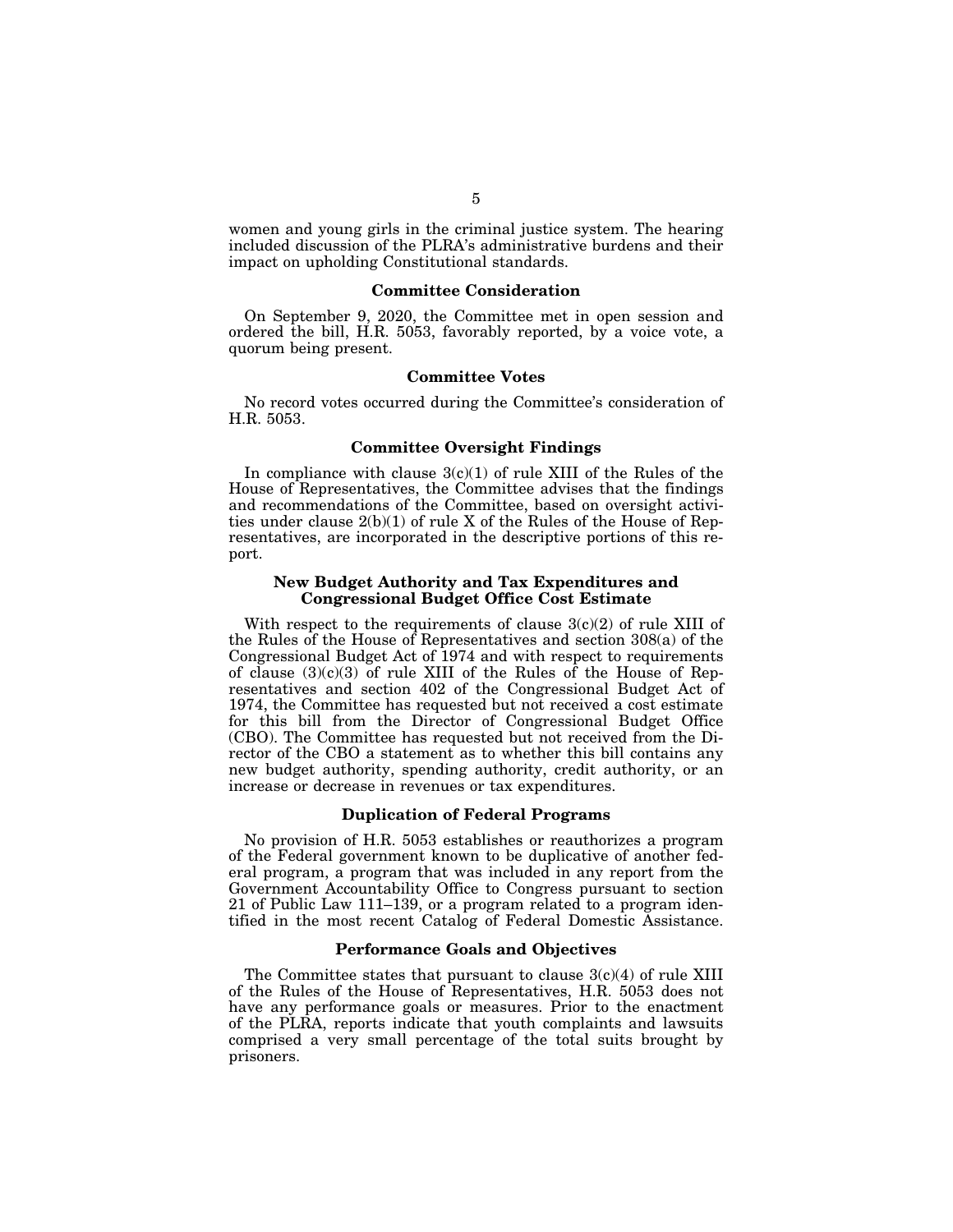women and young girls in the criminal justice system. The hearing included discussion of the PLRA's administrative burdens and their impact on upholding Constitutional standards.

### Committee Consideration

On September 9, 2020, the Committee met in open session and ordered the bill, H.R. 5053, favorably reported, by a voice vote, a quorum being present.

### Committee Votes

No record votes occurred during the Committee's consideration of H.R. 5053.

### Committee Oversight Findings

In compliance with clause 3(c)(1) of rule XIII of the Rules of the House of Representatives, the Committee advises that the findings and recommendations of the Committee, based on oversight activities under clause 2(b)(1) of rule X of the Rules of the House of Representatives, are incorporated in the descriptive portions of this report.

### New Budget Authority and Tax Expenditures and Congressional Budget Office Cost Estimate

With respect to the requirements of clause 3(c)(2) of rule XIII of the Rules of the House of Representatives and section 308(a) of the Congressional Budget Act of 1974 and with respect to requirements of clause (3)(c)(3) of rule XIII of the Rules of the House of Representatives and section 402 of the Congressional Budget Act of 1974, the Committee has requested but not received a cost estimate for this bill from the Director of Congressional Budget Office (CBO). The Committee has requested but not received from the Director of the CBO a statement as to whether this bill contains any new budget authority, spending authority, credit authority, or an increase or decrease in revenues or tax expenditures.

### Duplication of Federal Programs

No provision of H.R. 5053 establishes or reauthorizes a program of the Federal government known to be duplicative of another federal program, a program that was included in any report from the Government Accountability Office to Congress pursuant to section 21 of Public Law 111–139, or a program related to a program identified in the most recent Catalog of Federal Domestic Assistance.

### Performance Goals and Objectives

The Committee states that pursuant to clause 3(c)(4) of rule XIII of the Rules of the House of Representatives, H.R. 5053 does not have any performance goals or measures. Prior to the enactment of the PLRA, reports indicate that youth complaints and lawsuits comprised a very small percentage of the total suits brought by prisoners.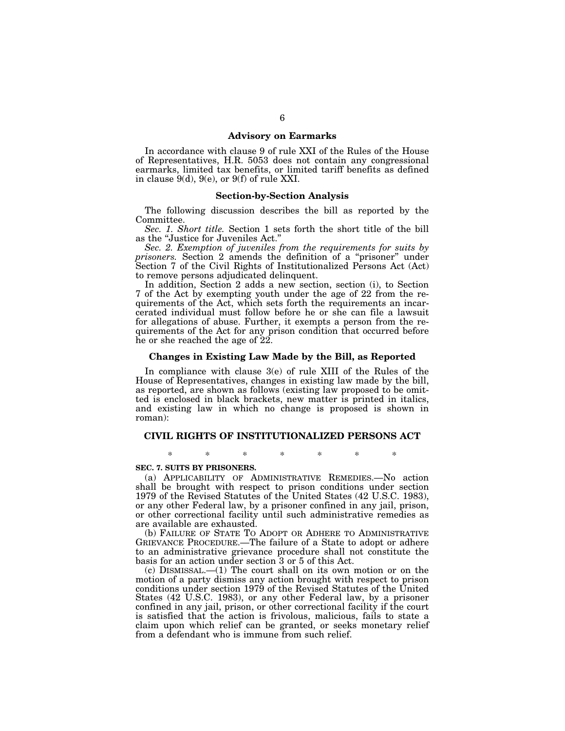### Advisory on Earmarks

In accordance with clause 9 of rule XXI of the Rules of the House of Representatives, H.R. 5053 does not contain any congressional earmarks, limited tax benefits, or limited tariff benefits as defined in clause 9(d), 9(e), or 9(f) of rule XXI.

### Section-by-Section Analysis

The following discussion describes the bill as reported by the Committee.

*Sec. 1. Short title.* Section 1 sets forth the short title of the bill as the "Justice for Juveniles Act."

*Sec. 2. Exemption of juveniles from the requirements for suits by prisoners.* Section 2 amends the definition of a "prisoner" under Section 7 of the Civil Rights of Institutionalized Persons Act (Act) to remove persons adjudicated delinquent.

In addition, Section 2 adds a new section, section (i), to Section 7 of the Act by exempting youth under the age of 22 from the requirements of the Act, which sets forth the requirements an incarcerated individual must follow before he or she can file a lawsuit for allegations of abuse. Further, it exempts a person from the requirements of the Act for any prison condition that occurred before he or she reached the age of 22.

### Changes in Existing Law Made by the Bill, as Reported

In compliance with clause 3(e) of rule XIII of the Rules of the House of Representatives, changes in existing law made by the bill, as reported, are shown as follows (existing law proposed to be omitted is enclosed in black brackets, new matter is printed in italics, and existing law in which no change is proposed is shown in roman):

## CIVIL RIGHTS OF INSTITUTIONALIZED PERSONS ACT

\* \* \* \* \* \* \*

**SEC. 7. SUITS BY PRISONERS.**

(a) APPLICABILITY OF ADMINISTRATIVE REMEDIES.—No action shall be brought with respect to prison conditions under section 1979 of the Revised Statutes of the United States (42 U.S.C. 1983), or any other Federal law, by a prisoner confined in any jail, prison, or other correctional facility until such administrative remedies as are available are exhausted.

(b) FAILURE OF STATE TO ADOPT OR ADHERE TO ADMINISTRATIVE GRIEVANCE PROCEDURE.—The failure of a State to adopt or adhere to an administrative grievance procedure shall not constitute the basis for an action under section 3 or 5 of this Act.

(c) DISMISSAL.—(1) The court shall on its own motion or on the motion of a party dismiss any action brought with respect to prison conditions under section 1979 of the Revised Statutes of the United States (42 U.S.C. 1983), or any other Federal law, by a prisoner confined in any jail, prison, or other correctional facility if the court is satisfied that the action is frivolous, malicious, fails to state a claim upon which relief can be granted, or seeks monetary relief from a defendant who is immune from such relief.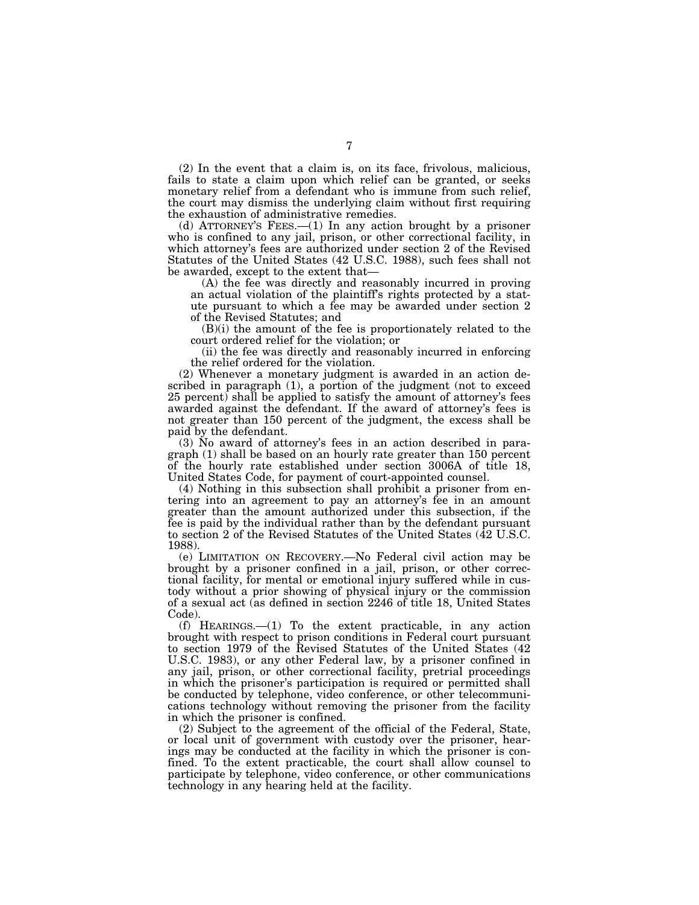(2) In the event that a claim is, on its face, frivolous, malicious, fails to state a claim upon which relief can be granted, or seeks monetary relief from a defendant who is immune from such relief, the court may dismiss the underlying claim without first requiring the exhaustion of administrative remedies.

(d) ATTORNEY'S FEES.—(1) In any action brought by a prisoner who is confined to any jail, prison, or other correctional facility, in which attorney's fees are authorized under section 2 of the Revised Statutes of the United States (42 U.S.C. 1988), such fees shall not be awarded, except to the extent that—

(A) the fee was directly and reasonably incurred in proving an actual violation of the plaintiff's rights protected by a statute pursuant to which a fee may be awarded under section 2 of the Revised Statutes; and

(B)(i) the amount of the fee is proportionately related to the court ordered relief for the violation; or

(ii) the fee was directly and reasonably incurred in enforcing the relief ordered for the violation.

(2) Whenever a monetary judgment is awarded in an action described in paragraph (1), a portion of the judgment (not to exceed 25 percent) shall be applied to satisfy the amount of attorney's fees awarded against the defendant. If the award of attorney's fees is not greater than 150 percent of the judgment, the excess shall be paid by the defendant.

(3) No award of attorney's fees in an action described in paragraph (1) shall be based on an hourly rate greater than 150 percent of the hourly rate established under section 3006A of title 18, United States Code, for payment of court-appointed counsel.

(4) Nothing in this subsection shall prohibit a prisoner from entering into an agreement to pay an attorney's fee in an amount greater than the amount authorized under this subsection, if the fee is paid by the individual rather than by the defendant pursuant to section 2 of the Revised Statutes of the United States (42 U.S.C. 1988).

(e) LIMITATION ON RECOVERY.—No Federal civil action may be brought by a prisoner confined in a jail, prison, or other correctional facility, for mental or emotional injury suffered while in custody without a prior showing of physical injury or the commission of a sexual act (as defined in section 2246 of title 18, United States Code).

(f) HEARINGS.—(1) To the extent practicable, in any action brought with respect to prison conditions in Federal court pursuant to section 1979 of the Revised Statutes of the United States (42 U.S.C. 1983), or any other Federal law, by a prisoner confined in any jail, prison, or other correctional facility, pretrial proceedings in which the prisoner's participation is required or permitted shall be conducted by telephone, video conference, or other telecommunications technology without removing the prisoner from the facility in which the prisoner is confined.

(2) Subject to the agreement of the official of the Federal, State, or local unit of government with custody over the prisoner, hearings may be conducted at the facility in which the prisoner is confined. To the extent practicable, the court shall allow counsel to participate by telephone, video conference, or other communications technology in any hearing held at the facility.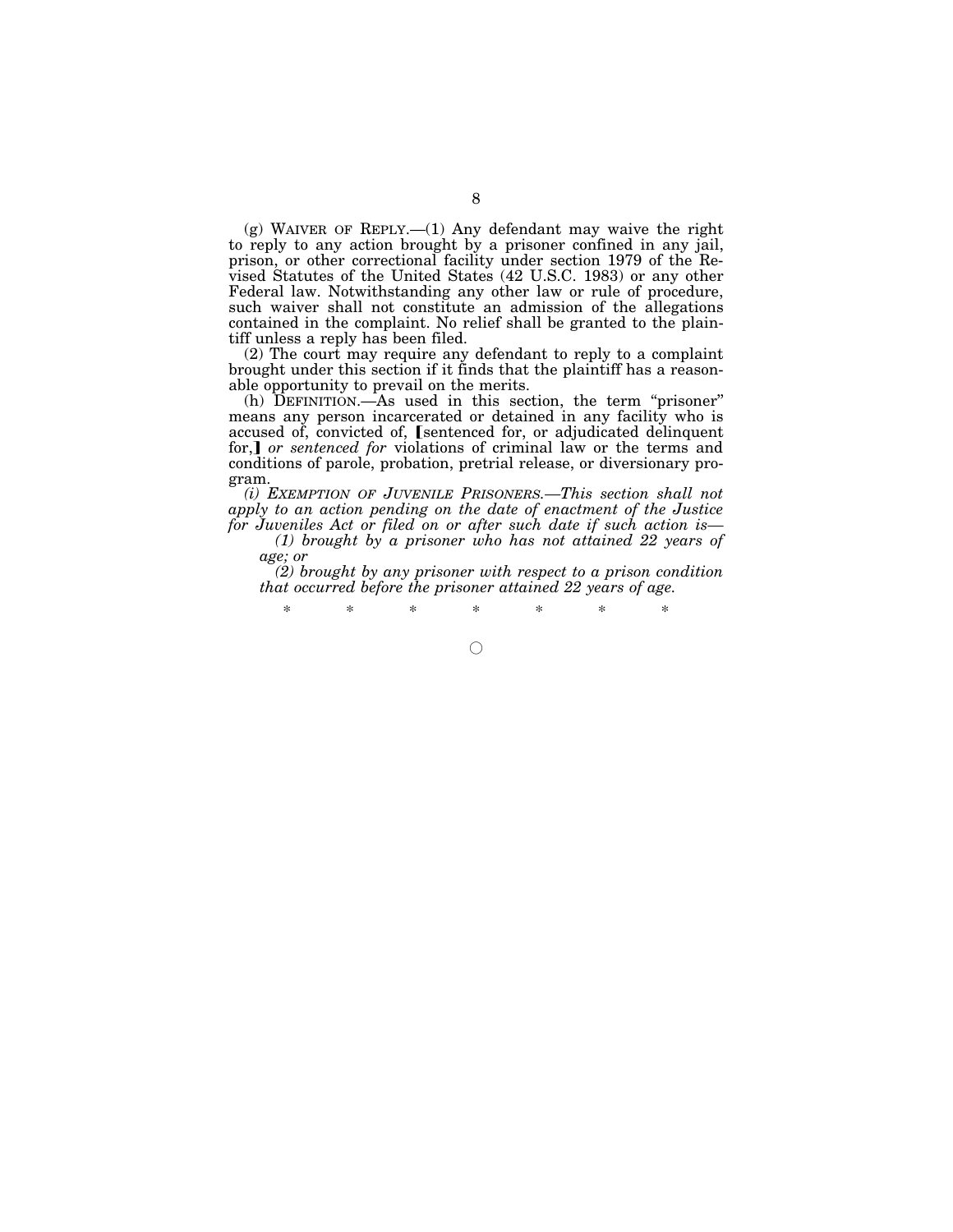(g) WAIVER OF REPLY.—(1) Any defendant may waive the right to reply to any action brought by a prisoner confined in any jail, prison, or other correctional facility under section 1979 of the Revised Statutes of the United States (42 U.S.C. 1983) or any other Federal law. Notwithstanding any other law or rule of procedure, such waiver shall not constitute an admission of the allegations contained in the complaint. No relief shall be granted to the plaintiff unless a reply has been filed.

(2) The court may require any defendant to reply to a complaint brought under this section if it finds that the plaintiff has a reasonable opportunity to prevail on the merits.

(h) DEFINITION.—As used in this section, the term "prisoner" means any person incarcerated or detained in any facility who is accused of, convicted of, [sentenced for, or adjudicated delinquent for,] *or sentenced for* violations of criminal law or the terms and conditions of parole, probation, pretrial release, or diversionary program.

*(i) EXEMPTION OF JUVENILE PRISONERS.—This section shall not apply to an action pending on the date of enactment of the Justice for Juveniles Act or filed on or after such date if such action is—*

*(1) brought by a prisoner who has not attained 22 years of age; or*

*(2) brought by any prisoner with respect to a prison condition that occurred before the prisoner attained 22 years of age.*

\* \* \* \* \* \* \*